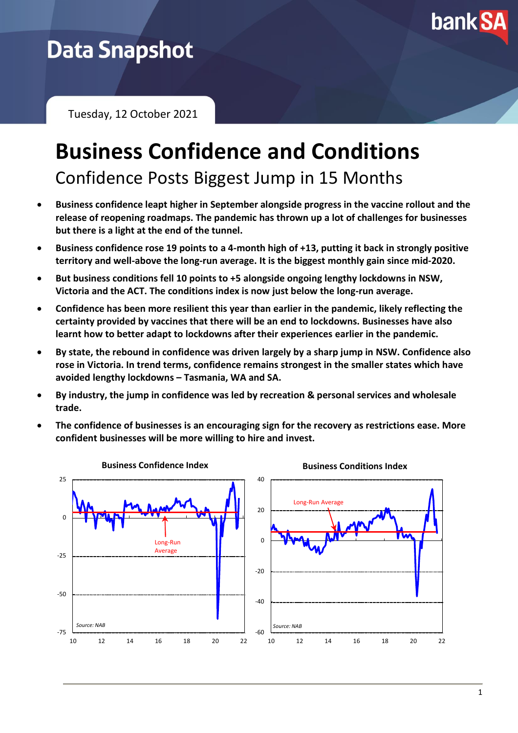# Data Snapshot

Tuesday, 12 October 2021

# Business Confidence and Conditions

## Confidence Posts Biggest Jump in 15 Months

- **Business confidence leapt higher in September alongside progress in the vaccine rollout and the release of reopening roadmaps. The pandemic has thrown up a lot of challenges for businesses but there is a light at the end of the tunnel.**
- **Business confidence rose 19 points to a 4-month high of +13, putting it back in strongly positive territory and well-above the long-run average. It is the biggest monthly gain since mid-2020.**
- **But business conditions fell 10 points to +5 alongside ongoing lengthy lockdowns in NSW, Victoria and the ACT. The conditions index is now just below the long-run average.**
- **Confidence has been more resilient this year than earlier in the pandemic, likely reflecting the certainty provided by vaccines that there will be an end to lockdowns. Businesses have also learnt how to better adapt to lockdowns after their experiences earlier in the pandemic.**
- **By state, the rebound in confidence was driven largely by a sharp jump in NSW. Confidence also rose in Victoria. In trend terms, confidence remains strongest in the smaller states which have avoided lengthy lockdowns – Tasmania, WA and SA.**
- **By industry, the jump in confidence was led by recreation & personal services and wholesale trade.**
- **The confidence of businesses is an encouraging sign for the recovery as restrictions ease. More confident businesses will be more willing to hire and invest.**

**Business Confidence Index**

Source: NAB

**Business Conditions Index**

Source: NAB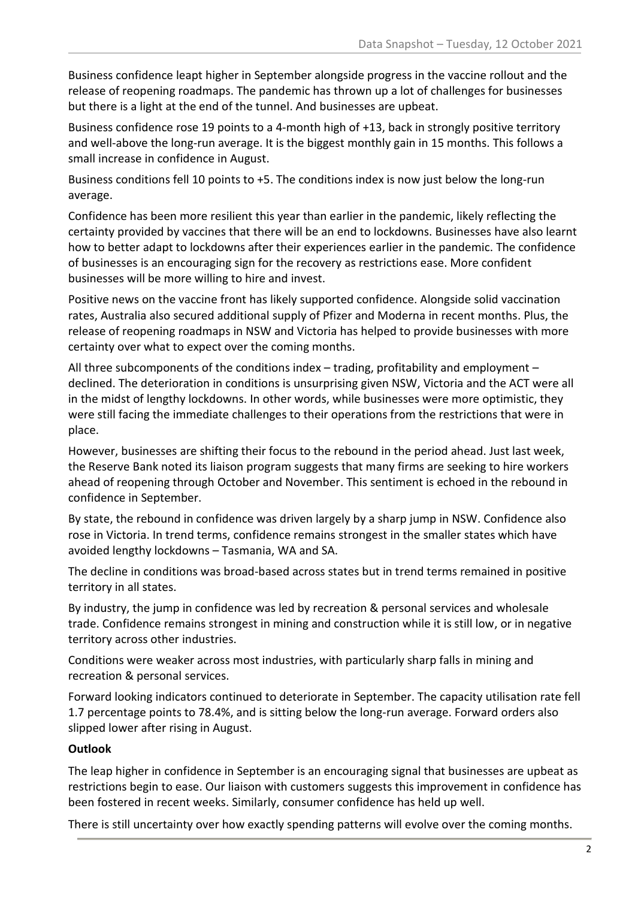Business confidence leapt higher in September alongside progress in the vaccine rollout and the release of reopening roadmaps. The pandemic has thrown up a lot of challenges for businesses but there is a light at the end of the tunnel. And businesses are upbeat.

Business confidence rose 19 points to a 4-month high of +13, back in strongly positive territory and well-above the long-run average. It is the biggest monthly gain in 15 months. This follows a small increase in confidence in August.

Business conditions fell 10 points to +5. The conditions index is now just below the long-run average.

Confidence has been more resilient this year than earlier in the pandemic, likely reflecting the certainty provided by vaccines that there will be an end to lockdowns. Businesses have also learnt how to better adapt to lockdowns after their experiences earlier in the pandemic. The confidence of businesses is an encouraging sign for the recovery as restrictions ease. More confident businesses will be more willing to hire and invest.

Positive news on the vaccine front has likely supported confidence. Alongside solid vaccination rates, Australia also secured additional supply of Pfizer and Moderna in recent months. Plus, the release of reopening roadmaps in NSW and Victoria has helped to provide businesses with more certainty over what to expect over the coming months.

All three subcomponents of the conditions index – trading, profitability and employment – declined. The deterioration in conditions is unsurprising given NSW, Victoria and the ACT were all in the midst of lengthy lockdowns. In other words, while businesses were more optimistic, they were still facing the immediate challenges to their operations from the restrictions that were in place.

However, businesses are shifting their focus to the rebound in the period ahead. Just last week, the Reserve Bank noted its liaison program suggests that many firms are seeking to hire workers ahead of reopening through October and November. This sentiment is echoed in the rebound in confidence in September.

By state, the rebound in confidence was driven largely by a sharp jump in NSW. Confidence also rose in Victoria. In trend terms, confidence remains strongest in the smaller states which have avoided lengthy lockdowns – Tasmania, WA and SA.

The decline in conditions was broad-based across states but in trend terms remained in positive territory in all states.

By industry, the jump in confidence was led by recreation & personal services and wholesale trade. Confidence remains strongest in mining and construction while it is still low, or in negative territory across other industries.

Conditions were weaker across most industries, with particularly sharp falls in mining and recreation & personal services.

Forward looking indicators continued to deteriorate in September. The capacity utilisation rate fell 1.7 percentage points to 78.4%, and is sitting below the long-run average. Forward orders also slipped lower after rising in August.

**Outlook**

The leap higher in confidence in September is an encouraging signal that businesses are upbeat as restrictions begin to ease. Our liaison with customers suggests this improvement in confidence has been fostered in recent weeks. Similarly, consumer confidence has held up well.

There is still uncertainty over how exactly spending patterns will evolve over the coming months.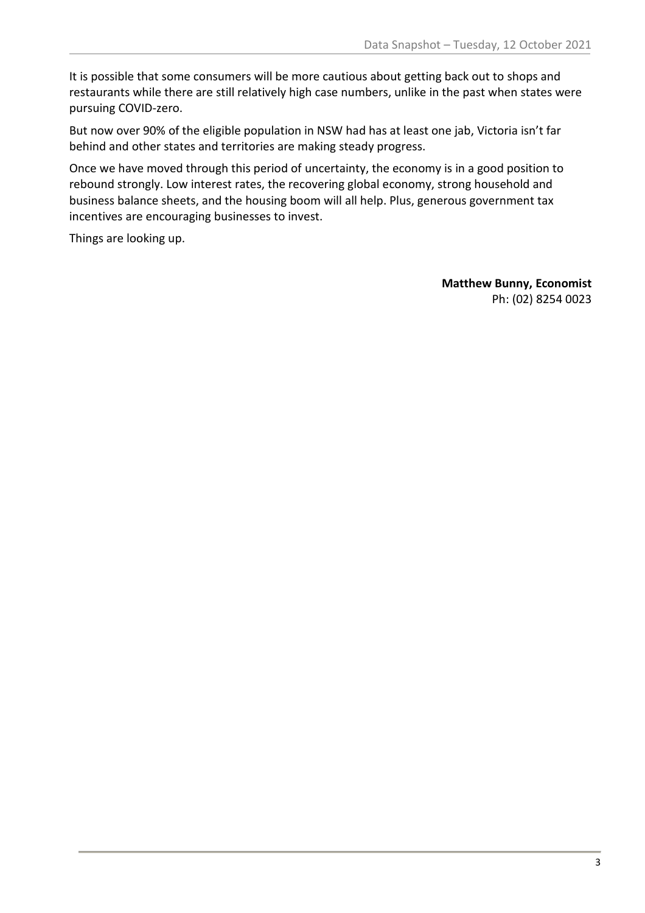It is possible that some consumers will be more cautious about getting back out to shops and restaurants while there are still relatively high case numbers, unlike in the past when states were pursuing COVID-zero.

But now over 90% of the eligible population in NSW had has at least one jab, Victoria isn't far behind and other states and territories are making steady progress.

Once we have moved through this period of uncertainty, the economy is in a good position to rebound strongly. Low interest rates, the recovering global economy, strong household and business balance sheets, and the housing boom will all help. Plus, generous government tax incentives are encouraging businesses to invest.

Things are looking up.

**Matthew Bunny, Economist**
Ph: (02) 8254 0023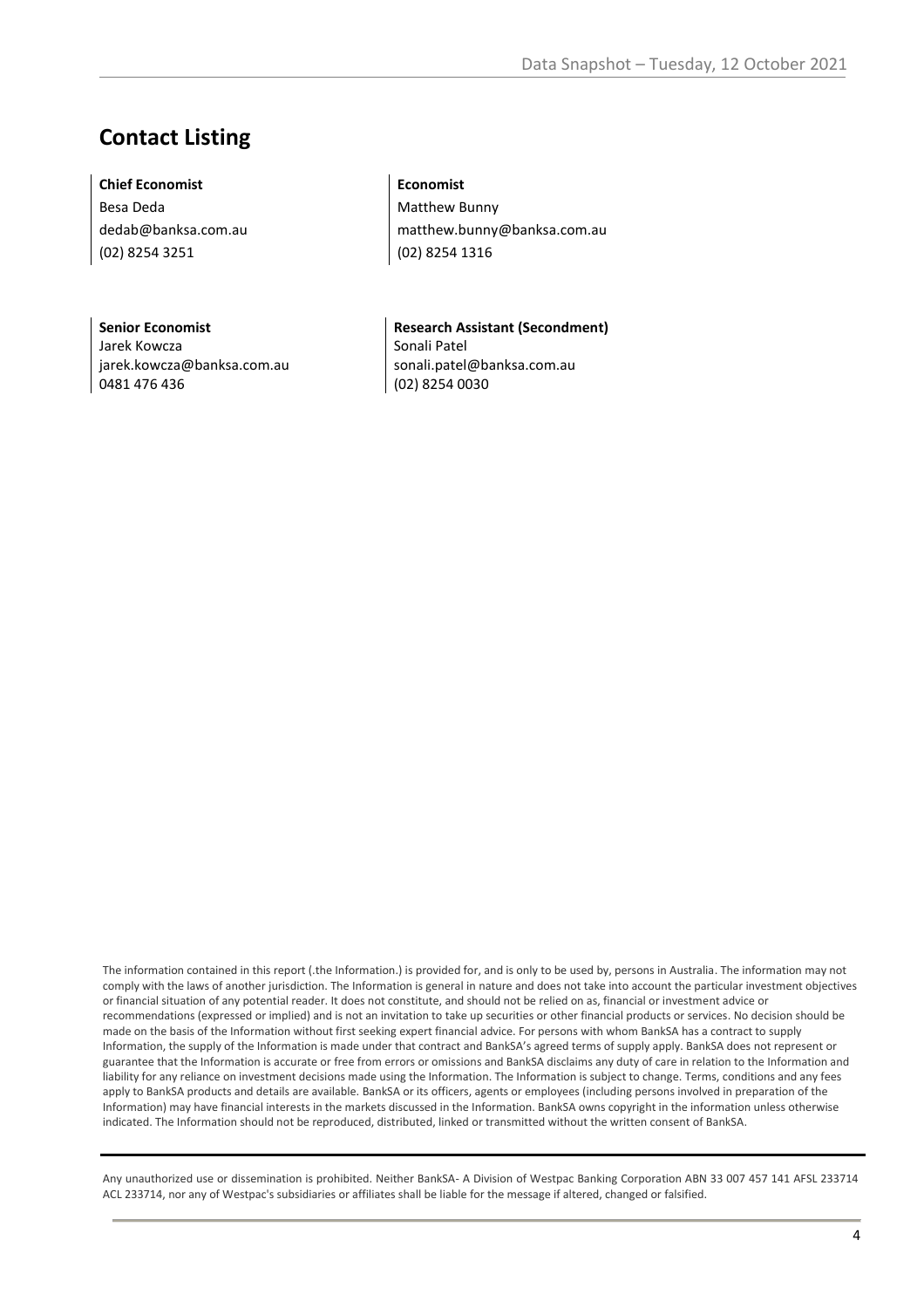## Contact Listing

**Chief Economist**
Besa Deda
dedab@banksa.com.au
(02) 8254 3251

**Economist**
Matthew Bunny
matthew.bunny@banksa.com.au
(02) 8254 1316

**Senior Economist**
Jarek Kowcza
jarek.kowcza@banksa.com.au
0481 476 436

**Research Assistant (Secondment)**
Sonali Patel
sonali.patel@banksa.com.au
(02) 8254 0030

The information contained in this report (.the Information.) is provided for, and is only to be used by, persons in Australia. The information may not comply with the laws of another jurisdiction. The Information is general in nature and does not take into account the particular investment objectives or financial situation of any potential reader. It does not constitute, and should not be relied on as, financial or investment advice or recommendations (expressed or implied) and is not an invitation to take up securities or other financial products or services. No decision should be made on the basis of the Information without first seeking expert financial advice. For persons with whom BankSA has a contract to supply Information, the supply of the Information is made under that contract and BankSA's agreed terms of supply apply. BankSA does not represent or guarantee that the Information is accurate or free from errors or omissions and BankSA disclaims any duty of care in relation to the Information and liability for any reliance on investment decisions made using the Information. The Information is subject to change. Terms, conditions and any fees apply to BankSA products and details are available. BankSA or its officers, agents or employees (including persons involved in preparation of the Information) may have financial interests in the markets discussed in the Information. BankSA owns copyright in the information unless otherwise indicated. The Information should not be reproduced, distributed, linked or transmitted without the written consent of BankSA.

Any unauthorized use or dissemination is prohibited. Neither BankSA- A Division of Westpac Banking Corporation ABN 33 007 457 141 AFSL 233714 ACL 233714, nor any of Westpac's subsidiaries or affiliates shall be liable for the message if altered, changed or falsified.